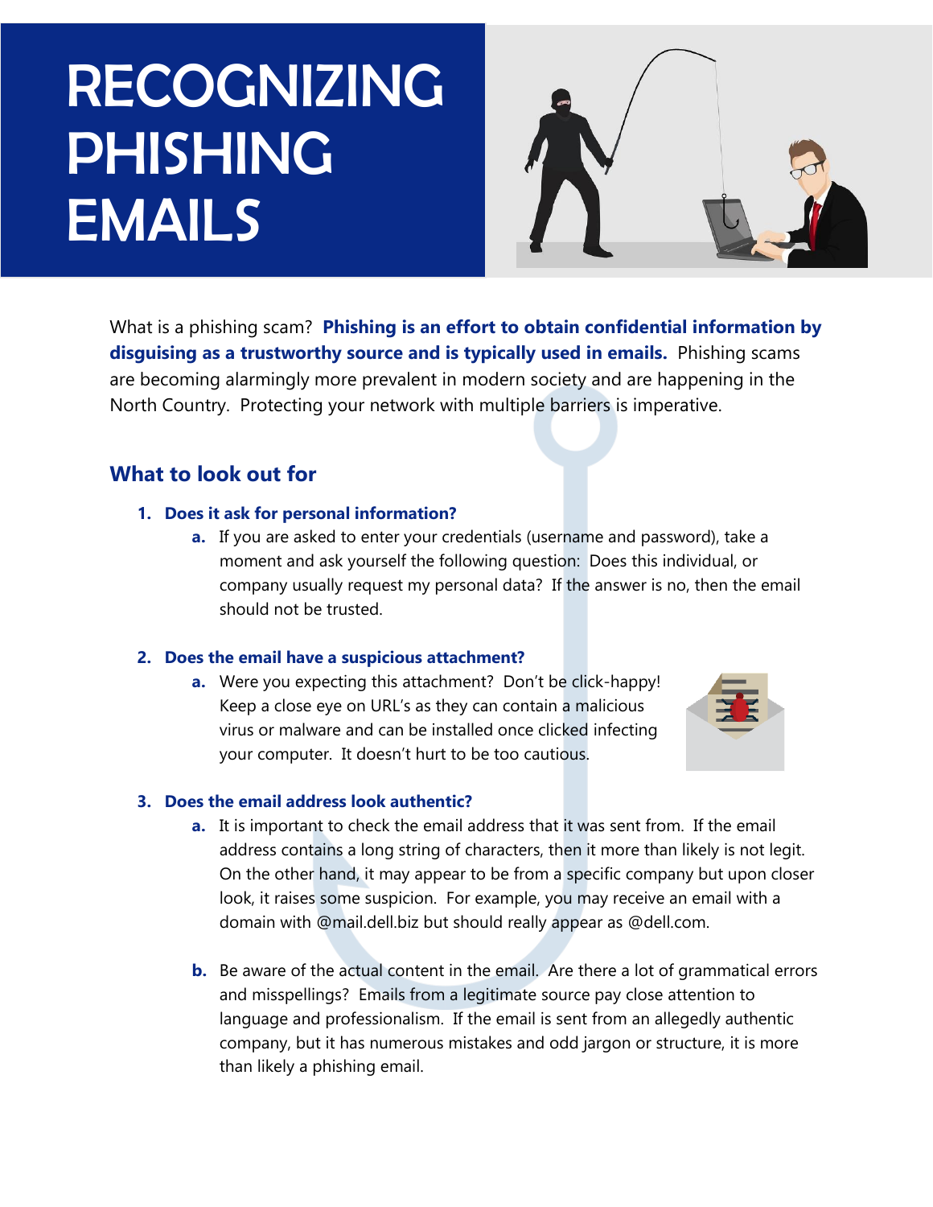# RECOGNIZING PHISHING EMAILS

What is a phishing scam? **Phishing is an effort to obtain confidential information by disguising as a trustworthy source and is typically used in emails.** Phishing scams are becoming alarmingly more prevalent in modern society and are happening in the North Country. Protecting your network with multiple barriers is imperative.

## What to look out for

1. **Does it ask for personal information?**
   a. If you are asked to enter your credentials (username and password), take a moment and ask yourself the following question: Does this individual, or company usually request my personal data? If the answer is no, then the email should not be trusted.

2. **Does the email have a suspicious attachment?**
   a. Were you expecting this attachment? Don't be click-happy! Keep a close eye on URL's as they can contain a malicious virus or malware and can be installed once clicked infecting your computer. It doesn't hurt to be too cautious.

3. **Does the email address look authentic?**
   a. It is important to check the email address that it was sent from. If the email address contains a long string of characters, then it more than likely is not legit. On the other hand, it may appear to be from a specific company but upon closer look, it raises some suspicion. For example, you may receive an email with a domain with @mail.dell.biz but should really appear as @dell.com.

   b. Be aware of the actual content in the email. Are there a lot of grammatical errors and misspellings? Emails from a legitimate source pay close attention to language and professionalism. If the email is sent from an allegedly authentic company, but it has numerous mistakes and odd jargon or structure, it is more than likely a phishing email.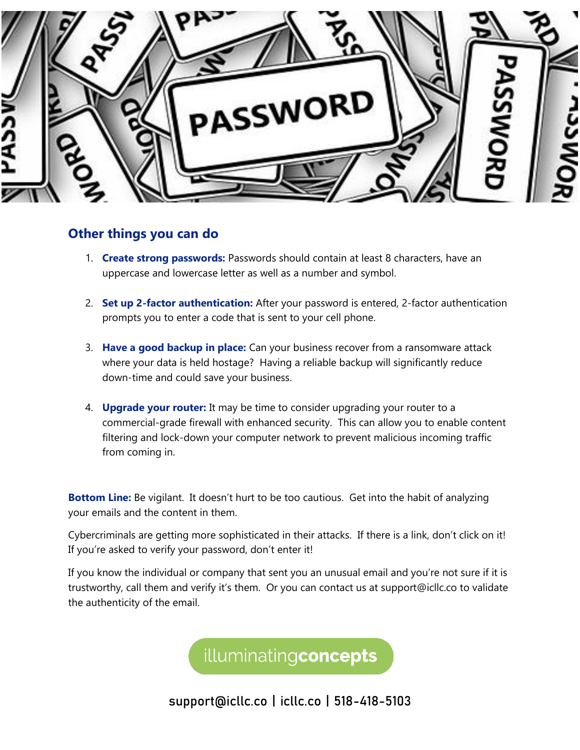## Other things you can do

1. **Create strong passwords:** Passwords should contain at least 8 characters, have an uppercase and lowercase letter as well as a number and symbol.

2. **Set up 2-factor authentication:** After your password is entered, 2-factor authentication prompts you to enter a code that is sent to your cell phone.

3. **Have a good backup in place:** Can your business recover from a ransomware attack where your data is held hostage? Having a reliable backup will significantly reduce down-time and could save your business.

4. **Upgrade your router:** It may be time to consider upgrading your router to a commercial-grade firewall with enhanced security. This can allow you to enable content filtering and lock-down your computer network to prevent malicious incoming traffic from coming in.

**Bottom Line:** Be vigilant. It doesn't hurt to be too cautious. Get into the habit of analyzing your emails and the content in them.

Cybercriminals are getting more sophisticated in their attacks. If there is a link, don't click on it! If you're asked to verify your password, don't enter it!

If you know the individual or company that sent you an unusual email and you're not sure if it is trustworthy, call them and verify it's them. Or you can contact us at support@icllc.co to validate the authenticity of the email.

illuminating**concepts**

support@icllc.co | icllc.co | 518-418-5103